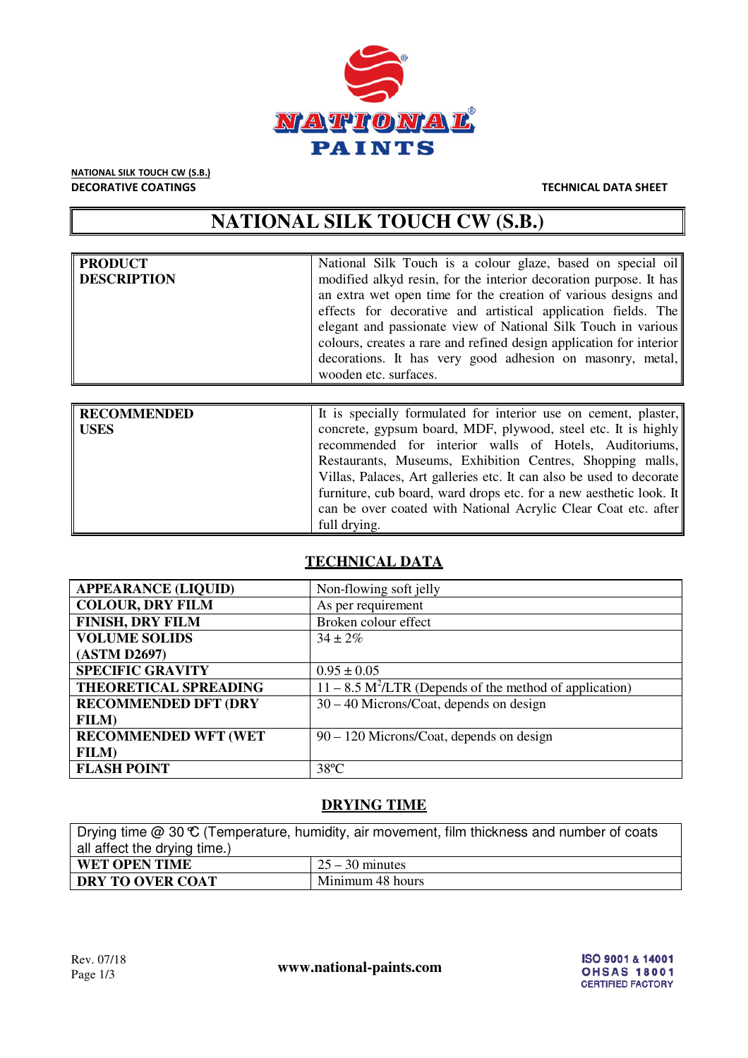NATIONAL SILK TOUCH CW (S.B.)

DECORATIVE COATINGS

TECHNICAL DATA SHEET

# NATIONAL SILK TOUCH CW (S.B.)

| | |
|---|---|
| **PRODUCT DESCRIPTION** | National Silk Touch is a colour glaze, based on special oil modified alkyd resin, for the interior decoration purpose. It has an extra wet open time for the creation of various designs and effects for decorative and artistical application fields. The elegant and passionate view of National Silk Touch in various colours, creates a rare and refined design application for interior decorations. It has very good adhesion on masonry, metal, wooden etc. surfaces. |

| | |
|---|---|
| **RECOMMENDED USES** | It is specially formulated for interior use on cement, plaster, concrete, gypsum board, MDF, plywood, steel etc. It is highly recommended for interior walls of Hotels, Auditoriums, Restaurants, Museums, Exhibition Centres, Shopping malls, Villas, Palaces, Art galleries etc. It can also be used to decorate furniture, cub board, ward drops etc. for a new aesthetic look. It can be over coated with National Acrylic Clear Coat etc. after full drying. |

## TECHNICAL DATA

| | |
|---|---|
| **APPEARANCE (LIQUID)** | Non-flowing soft jelly |
| **COLOUR, DRY FILM** | As per requirement |
| **FINISH, DRY FILM** | Broken colour effect |
| **VOLUME SOLIDS (ASTM D2697)** | 34 ± 2% |
| **SPECIFIC GRAVITY** | 0.95 ± 0.05 |
| **THEORETICAL SPREADING** | 11 – 8.5 $M^2$/LTR (Depends of the method of application) |
| **RECOMMENDED DFT (DRY FILM)** | 30 – 40 Microns/Coat, depends on design |
| **RECOMMENDED WFT (WET FILM)** | 90 – 120 Microns/Coat, depends on design |
| **FLASH POINT** | 38°C |

## DRYING TIME

Drying time @ 30 °C (Temperature, humidity, air movement, film thickness and number of coats all affect the drying time.)

| | |
|---|---|
| **WET OPEN TIME** | 25 – 30 minutes |
| **DRY TO OVER COAT** | Minimum 48 hours |

Rev. 07/18

www.national-paints.com

ISO 9001 & 14001 OHSAS 18001 CERTIFIED FACTORY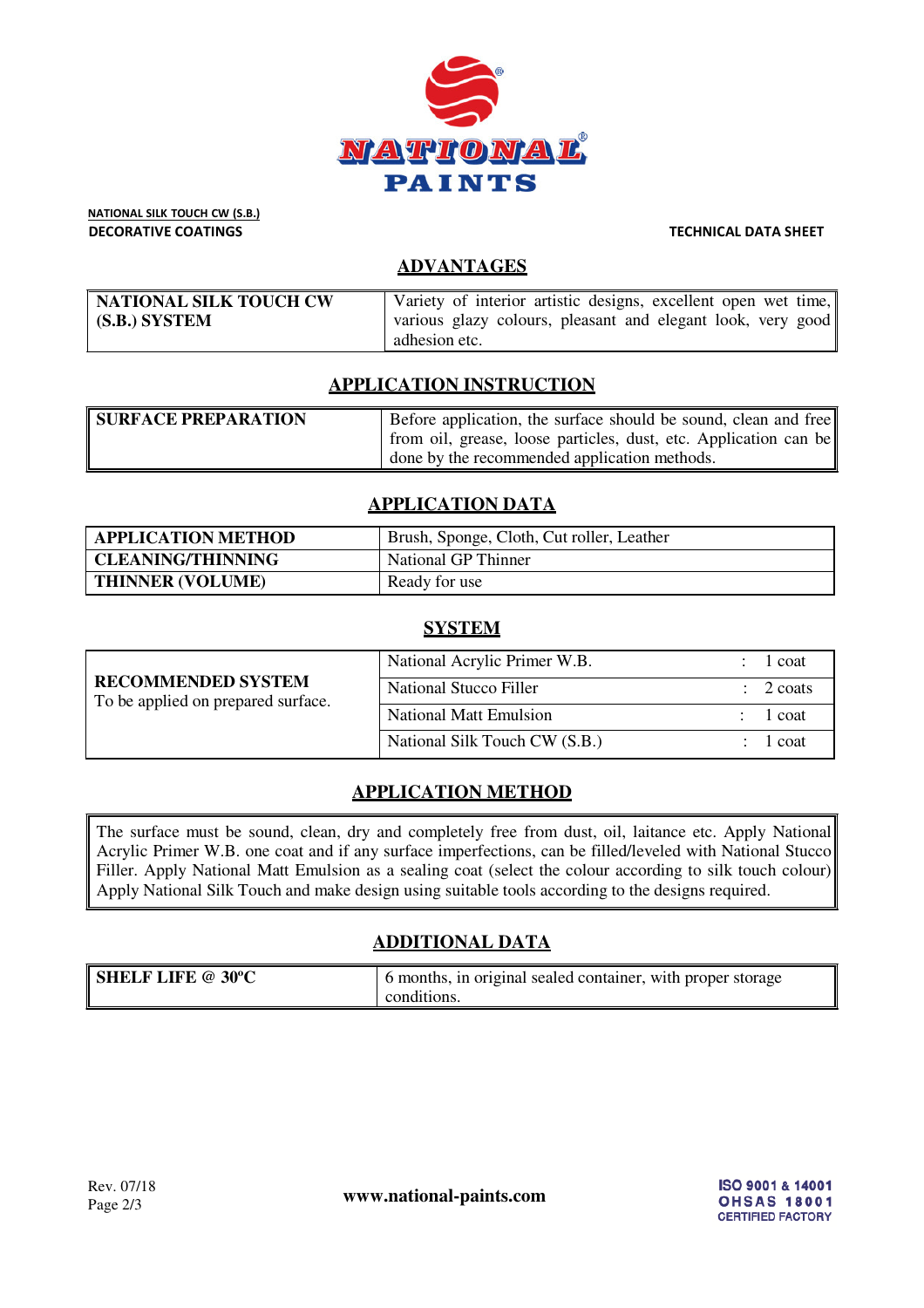NATIONAL SILK TOUCH CW (S.B.)

DECORATIVE COATINGS

TECHNICAL DATA SHEET

## ADVANTAGES

| NATIONAL SILK TOUCH CW (S.B.) SYSTEM | Variety of interior artistic designs, excellent open wet time, various glazy colours, pleasant and elegant look, very good adhesion etc. |
|---|---|

## APPLICATION INSTRUCTION

| SURFACE PREPARATION | Before application, the surface should be sound, clean and free from oil, grease, loose particles, dust, etc. Application can be done by the recommended application methods. |
|---|---|

## APPLICATION DATA

| APPLICATION METHOD | Brush, Sponge, Cloth, Cut roller, Leather |
|---|---|
| CLEANING/THINNING | National GP Thinner |
| THINNER (VOLUME) | Ready for use |

## SYSTEM

| RECOMMENDED SYSTEM To be applied on prepared surface. | Product | Coats |
|---|---|---|
| | National Acrylic Primer W.B. | 1 coat |
| | National Stucco Filler | 2 coats |
| | National Matt Emulsion | 1 coat |
| | National Silk Touch CW (S.B.) | 1 coat |

## APPLICATION METHOD

The surface must be sound, clean, dry and completely free from dust, oil, laitance etc. Apply National Acrylic Primer W.B. one coat and if any surface imperfections, can be filled/leveled with National Stucco Filler. Apply National Matt Emulsion as a sealing coat (select the colour according to silk touch colour) Apply National Silk Touch and make design using suitable tools according to the designs required.

## ADDITIONAL DATA

| SHELF LIFE @ 30ºC | 6 months, in original sealed container, with proper storage conditions. |
|---|---|

Rev. 07/18

www.national-paints.com

ISO 9001 & 14001 OHSAS 18001 CERTIFIED FACTORY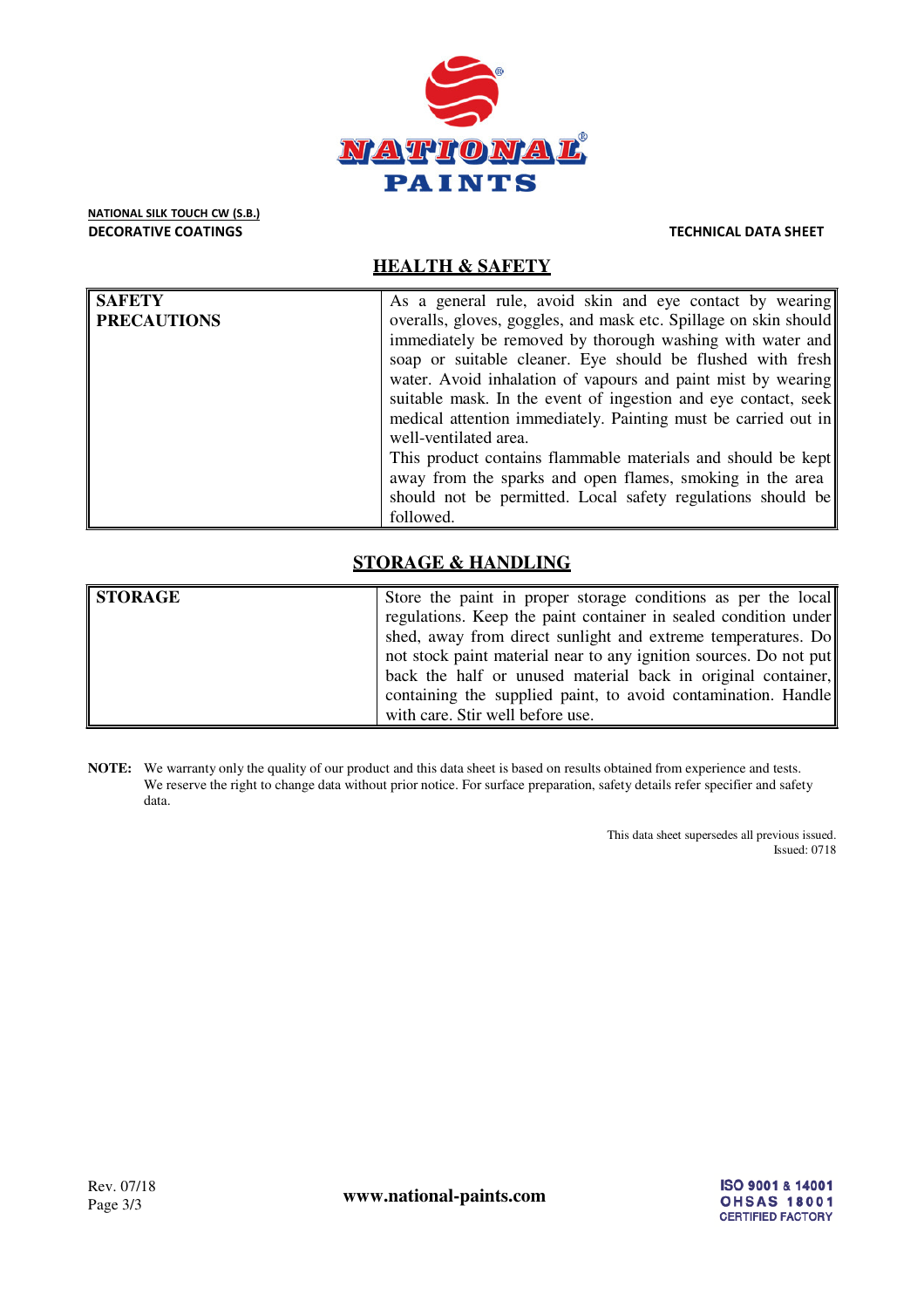NATIONAL SILK TOUCH CW (S.B.)

DECORATIVE COATINGS

TECHNICAL DATA SHEET

## HEALTH & SAFETY

| | |
|---|---|
| **SAFETY PRECAUTIONS** | As a general rule, avoid skin and eye contact by wearing overalls, gloves, goggles, and mask etc. Spillage on skin should immediately be removed by thorough washing with water and soap or suitable cleaner. Eye should be flushed with fresh water. Avoid inhalation of vapours and paint mist by wearing suitable mask. In the event of ingestion and eye contact, seek medical attention immediately. Painting must be carried out in well-ventilated area.<br>This product contains flammable materials and should be kept away from the sparks and open flames, smoking in the area should not be permitted. Local safety regulations should be followed. |

## STORAGE & HANDLING

| | |
|---|---|
| **STORAGE** | Store the paint in proper storage conditions as per the local regulations. Keep the paint container in sealed condition under shed, away from direct sunlight and extreme temperatures. Do not stock paint material near to any ignition sources. Do not put back the half or unused material back in original container, containing the supplied paint, to avoid contamination. Handle with care. Stir well before use. |

**NOTE:** We warranty only the quality of our product and this data sheet is based on results obtained from experience and tests. We reserve the right to change data without prior notice. For surface preparation, safety details refer specifier and safety data.

This data sheet supersedes all previous issued.
Issued: 0718